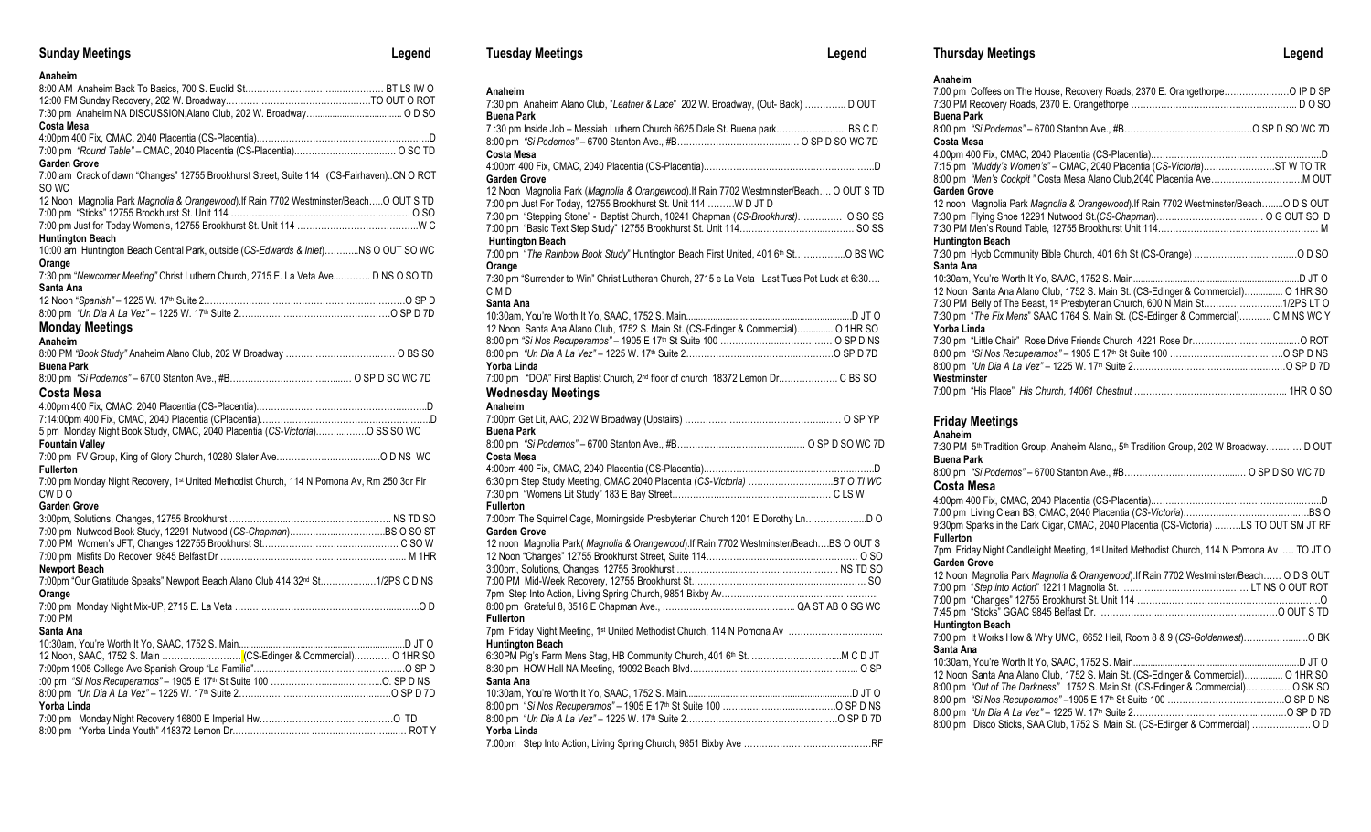## Sunday Meetings

**Legend**

### Anaheim

8:00 AM Anaheim Back To Basics, 700 S. Euclid St.................................................. BT LS lW O

12:00 PM Sunday Recovery, 202 W. Broadway.................................................TO OUT O ROT

7:30 pm Anaheim NA DISCUSSION,Alano Club, 202 W. Broadway..................................... O D SO

### Costa Mesa

4:00pm 400 Fix, CMAC, 2040 Placentia (CS-Placentia)...........................................................D

7:00 pm *"Round Table"* – CMAC, 2040 Placentia (CS-Placentia)................................... O SO TD

### Garden Grove

7:00 am Crack of dawn "Changes" 12755 Brookhurst Street, Suite 114 (CS-Fairhaven)..CN O ROT SO WC

12 Noon Magnolia Park *Magnolia & Orangewood*).If Rain 7702 Westminster/Beach.....O OUT S TD

7:00 pm "Sticks" 12755 Brookhurst St. Unit 114 .............................................................. O SO

7:00 pm Just for Today Women's, 12755 Brookhurst St. Unit 114 .........................................W C

### Huntington Beach

10:00 am Huntington Beach Central Park, outside (*CS-Edwards & Inlet*)............NS O OUT SO WC

### Orange

7:30 pm *"Newcomer Meeting"* Christ Luthern Church, 2715 E. La Veta Ave............. D NS O SO TD

### Santa Ana

12 Noon *"Spanish"* – 1225 W. 17th Suite 2.......................................................................O SP D

8:00 pm *"Un Dia A La Vez"* – 1225 W. 17th Suite 2....................................................O SP D 7D

## Monday Meetings

### Anaheim

8:00 PM *"Book Study"* Anaheim Alano Club, 202 W Broadway ..................................... O BS SO

### Buena Park

8:00 pm *"Si Podemos"* – 6700 Stanton Ave., #B.......................................... O SP D SO WC 7D

### Costa Mesa

4:00pm 400 Fix, CMAC, 2040 Placentia (CS-Placentia)...........................................................D

7:14:00pm 400 Fix, CMAC, 2040 Placentia (CPlacentia)...........................................................D

5 pm Monday Night Book Study, CMAC, 2040 Placentia (*CS-Victoria*)..................O SS SO WC

### Fountain Valley

7:00 pm FV Group, King of Glory Church, 10280 Slater Ave...................................O D NS WC

### Fullerton

7:00 pm Monday Night Recovery, 1st United Methodist Church, 114 N Pomona Av, Rm 250 3dr Flr CW D O

### Garden Grove

3:00pm, Solutions, Changes, 12755 Brookhurst ....................................................... NS TD SO

7:00 pm Nutwood Book Study, 12291 Nutwood (*CS-Chapman*).................................BS O SO ST

7:00 PM Women's JFT, Changes 12275 Brookhurst St............................................... C SO W

7:00 pm Misfits Do Recover 9845 Belfast Dr ............................................................... M 1HR

### Newport Beach

7:00pm "Our Gratitude Speaks" Newport Beach Alano Club 414 32nd St...................1/2PS C D NS

### Orange

7:00 pm Monday Night Mix-UP, 2715 E. La Veta ..............................................................O D

7:00 PM

### Santa Ana

10:30am, You're Worth It Yo, SAAC, 1752 S. Main.....................................................D JT O

12 Noon, SAAC, 1752 S. Main ...........................(CS-Edinger & Commercial)............ O 1HR SO

7:00pm 1905 College Ave Spanish Group "La Familia"...................................................O SP D

:00 pm *"Si Nos Recuperamos"* – 1905 E 17th St Suite 100 ........................................O. SP D NS

8:00 pm *"Un Dia A La Vez"* – 1225 W. 17th Suite 2....................................................O SP D 7D

### Yorba Linda

7:00 pm Monday Night Recovery 16800 E Imperial Hw..............................................O TD

8:00 pm "Yorba Linda Youth" 418372 Lemon Dr............................................................. ROT Y

## Tuesday Meetings

**Legend**

### Anaheim

7 :30 pm Anaheim Alano Club, *"Leather & Lace"* 202 W. Broadway, (Out- Back) .............. D OUT

### Buena Park

7 :30 pm Inside Job – Messiah Luthern Church 6625 Dale St. Buena park........................ BS C D

8:00 pm *"Si Podemos"* – 6700 Stanton Ave., #B.......................................... O SP D SO WC 7D

### Costa Mesa

4:00pm 400 Fix, CMAC, 2040 Placentia (CS-Placentia)...........................................................D

### Garden Grove

12 Noon Magnolia Park (*Magnolia & Orangewood*).If Rain 7702 Westminster/Beach.... O OUT S TD

7:00 pm Just For Today, 12755 Brookhurst St. Unit 114 .........W D JT D

7:30 pm "Stepping Stone" - Baptist Church, 10241 Chapman (*CS-Brookhurst*)............... O SO SS

7:00 pm "Basic Text Step Study" 12755 Brookhurst St. Unit 114...................................... SO SS

### Huntington Beach

7:00 pm *"The Rainbow Book Study"* Huntington Beach First United, 401 6th St...................O BS WC

### Orange

7:30 pm "Surrender to Win" Christ Lutheran Church, 2715 e La Veta Last Tues Pot Luck at 6:30…. C M D

### Santa Ana

10:30am, You're Worth It Yo, SAAC, 1752 S. Main.....................................................D JT O

12 Noon Santa Ana Alano Club, 1752 S. Main St. (CS-Edinger & Commercial).............. O 1HR SO

8:00 pm *"Si Nos Recuperamos"* – 1905 E 17th St Suite 100 ..................................... O SP D NS

8:00 pm *"Un Dia A La Vez"* – 1225 W. 17th Suite 2....................................................O SP D 7D

### Yorba Linda

7:00 pm "DOA" First Baptist Church, 2nd floor of church 18372 Lemon Dr.................... C BS SO

## Wednesday Meetings

### Anaheim

7:00pm Get Lit, AAC, 202 W Broadway (Upstairs) ..................................................... O SP YP

### Buena Park

8:00 pm *"Si Podemos"* – 6700 Stanton Ave., #B.......................................... O SP D SO WC 7D

### Costa Mesa

4:00pm 400 Fix, CMAC, 2040 Placentia (CS-Placentia)...........................................................D

6:30 pm Step Study Meeting, CMAC 2040 Placentia (*CS-Victoria*) ..............................*BT O TI WC*

7:30 pm "Womens Lit Study" 183 E Bay Street...................................................... C LS W

### Fullerton

7:00pm The Squirrel Cage, Morningside Presbyterian Church 1201 E Dorothy Ln....................D O

### Garden Grove

12 noon Magnolia Park( *Magnolia & Orangewood*).If Rain 7702 Westminster/Beach....BS O OUT S

12 Noon "Changes" 12755 Brookhurst Street, Suite 114.................................................. O SO

3:00pm, Solutions, Changes, 12755 Brookhurst ....................................................... NS TD SO

7:00 PM Mid-Week Recovery, 12755 Brookhurst St........................................................... SO

7pm Step Into Action, Living Spring Church, 9851 Bixby Av.....................................................

8:00 pm Grateful 8, 3516 E Chapman Ave., ............................................. QA ST AB O SG WC

### Fullerton

7pm Friday Night Meeting, 1st United Methodist Church, 114 N Pomona Av ................................

### Huntington Beach

6:30PM Pig's Farm Mens Stag, HB Community Church, 401 6th St. ..............................M C D JT

8:30 pm HOW Hall NA Meeting, 19092 Beach Blvd......................................................... O SP

### Santa Ana

10:30am, You're Worth It Yo, SAAC, 1752 S. Main.....................................................D JT O

8:00 pm *"Si Nos Recuperamos"* – 1905 E 17th St Suite 100 ........................................O SP D NS

8:00 pm *"Un Dia A La Vez"* – 1225 W. 17th Suite 2....................................................O SP D 7D

### Yorba Linda

7:00pm Step Into Action, Living Spring Church, 9851 Bixby Ave ..........................................RF

## Thursday Meetings

**Legend**

### Anaheim

7:00 pm Coffees on The House, Recovery Roads, 2370 E. Orangethorpe.......................O lP D SP

7:30 PM Recovery Roads, 2370 E. Orangethorpe ........................................................ D O SO

### Buena Park

8:00 pm *"Si Podemos"* – 6700 Stanton Ave., #B.......................................... O SP D SO WC 7D

### Costa Mesa

4:00pm 400 Fix, CMAC, 2040 Placentia (CS-Placentia)...........................................................D

7:15 pm *"Muddy's Women's"* – CMAC, 2040 Placentia (*CS-Victoria*)...........................ST W TO TR

8:00 pm *"Men's Cockpit "* Costa Mesa Alano Club,2040 Placentia Ave................................M OUT

### Garden Grove

12 noon Magnolia Park *Magnolia & Orangewood*).If Rain 7702 Westminster/Beach........O D S OUT

7:30 pm Flying Shoe 12291 Nutwood St.(*CS-Chapman*)...................................... O G OUT SO D

7:30 PM Men's Round Table, 12755 Brookhurst Unit 114........................................................ M

### Huntington Beach

7:30 pm Hycb Community Bible Church, 401 6th St (CS-Orange) ......................................O D SO

### Santa Ana

10:30am, You're Worth It Yo, SAAC, 1752 S. Main.....................................................D JT O

12 Noon Santa Ana Alano Club, 1752 S. Main St. (CS-Edinger & Commercial)............... O 1HR SO

7:30 PM Belly of The Beast, 1st Presbyterian Church, 600 N Main St............................1/2PS LT O

7:30 pm *"The Fix Mens"* SAAC 1764 S. Main St. (CS-Edinger & Commercial)........... C M NS WC Y

### Yorba Linda

7:30 pm "Little Chair" Rose Drive Friends Church 4221 Rose Dr.......................................O ROT

8:00 pm *"Si Nos Recuperamos"* – 1905 E 17th St Suite 100 ........................................O SP D NS

8:00 pm *"Un Dia A La Vez"* – 1225 W. 17th Suite 2....................................................O SP D 7D

### Westminster

7:00 pm "His Place" *His Church, 14061 Chestnut* ........................................................ 1HR O SO

## Friday Meetings

### Anaheim

7:30 PM 5th Tradition Group, Anaheim Alano,, 5th Tradition Group, 202 W Broadway............ D OUT

### Buena Park

8:00 pm *"Si Podemos"* – 6700 Stanton Ave., #B.......................................... O SP D SO WC 7D

### Costa Mesa

4:00pm 400 Fix, CMAC, 2040 Placentia (CS-Placentia)...........................................................D

7:00 pm Living Clean BS, CMAC, 2040 Placentia (*CS-Victoria*).............................................BS O

9:30pm Sparks in the Dark Cigar, CMAC, 2040 Placentia (CS-Victoria) .........LS TO OUT SM JT RF

### Fullerton

7pm Friday Night Candlelight Meeting, 1st United Methodist Church, 114 N Pomona Av .... TO JT O

### Garden Grove

12 Noon Magnolia Park *Magnolia & Orangewood*).If Rain 7702 Westminster/Beach...... O D S OUT

7:00 pm *"Step into Action"* 12211 Magnolia St. ........................................... LT NS O OUT ROT

7:00 pm "Changes" 12755 Brookhurst St. Unit 114 .............................................................O

7:45 pm "Sticks" GGAC 9845 Belfast Dr. ..............................................................O OUT S TD

### Huntington Beach

7:00 pm It Works How & Why UMC,, 6652 Heil, Room 8 & 9 (*CS-Goldenwest*).......................O BK

### Santa Ana

10:30am, You're Worth It Yo, SAAC, 1752 S. Main.....................................................D JT O

12 Noon Santa Ana Alano Club, 1752 S. Main St. (CS-Edinger & Commercial)............... O 1HR SO

8:00 pm *"Out of The Darkness"* 1752 S. Main St. (CS-Edinger & Commercial)................ O SK SO

8:00 pm *"Si Nos Recuperamos"* –1905 E 17th St Suite 100 ........................................O SP D NS

8:00 pm *"Un Dia A La Vez"* – 1225 W. 17th Suite 2....................................................O SP D 7D

8:00 pm Disco Sticks, SAA Club, 1752 S. Main St. (CS-Edinger & Commercial) ..................... O D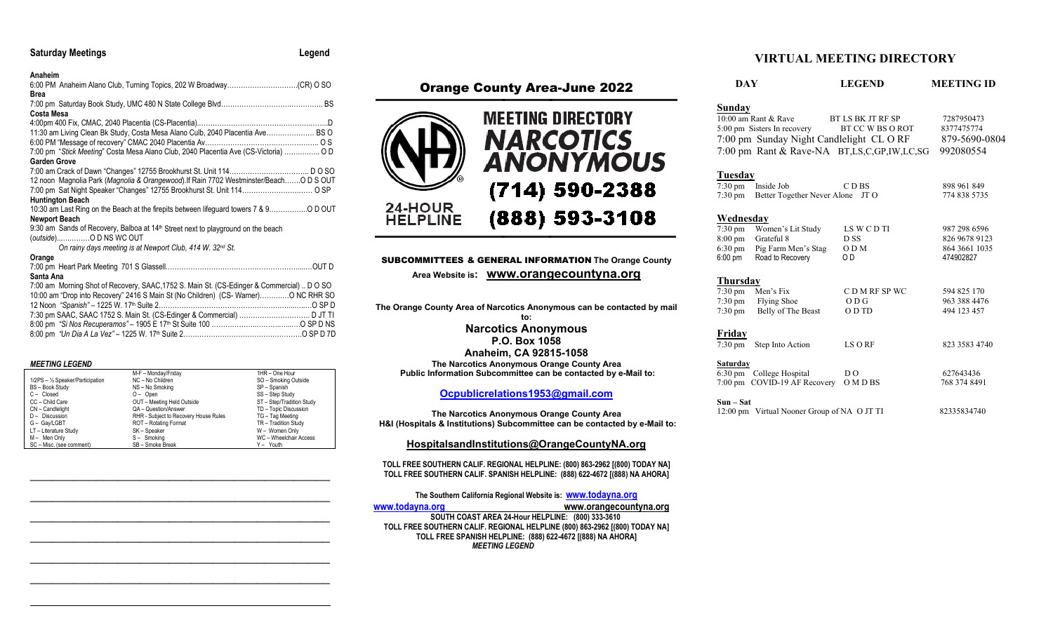## Saturday Meetings

**Legend**

**Anaheim**

6:00 PM Anaheim Alano Club, Turning Topics, 202 W Broadway................................(CR) O SO

**Brea**

7:00 pm Saturday Book Study, UMC 480 N State College Blvd............................................. BS

**Costa Mesa**

4:00pm 400 Fix, CMAC, 2040 Placentia (CS-Placentia)..........................................................D

11:30 am Living Clean Bk Study, Costa Mesa Alano Club, 2040 Placentia Ave...................... BS O

6:00 PM "Message of recovery" CMAC 2040 Placentia Av................................................... O S

7:00 pm "*Stick Meeting*" Costa Mesa Alano Club, 2040 Placentia Ave (CS-Victoria) ................ O D

**Garden Grove**

7:00 am Crack of Dawn "Changes" 12755 Brookhurst St. Unit 114.................................... D O SO

12 noon Magnolia Park (*Magnolia & Orangewood*).If Rain 7702 Westminster/Beach.......O D S OUT

7:00 pm Sat Night Speaker "Changes" 12755 Brookhurst St. Unit 114................................ O SP

**Huntington Beach**

10:30 am Last Ring on the Beach at the firepits between lifeguard towers 7 & 9.................O D OUT

**Newport Beach**

9:30 am Sands of Recovery, Balboa at 14th Street next to playground on the beach (*outside*)...............O D NS WC OUT

*On rainy days meeting is at Newport Club, 414 W. 32nd St.*

**Orange**

7:00 pm Heart Park Meeting 701 S Glassell.................................................................OUT D

**Santa Ana**

7:00 am Morning Shot of Recovery, SAAC,1752 S. Main St. (CS-Edinger & Commercial) .. D O SO

10:00 am "Drop into Recovery" 2416 S Main St (No Children) (CS- Warner).............O NC RHR SO

12 Noon *"Spanish"* – 1225 W. 17th Suite 2.....................................................................O SP D

7:30 pm SAAC, SAAC 1752 S. Main St. (CS-Edinger & Commercial) ................................ D JT TI

8:00 pm *"Si Nos Recuperamos"* – 1905 E 17th St Suite 100 .........................................O SP D NS

8:00 pm *"Un Dia A La Vez"* – 1225 W. 17th Suite 2.....................................................O SP D 7D

### *MEETING LEGEND*

| | | |
|---|---|---|
| | M-F – Monday/Friday | 1HR – One Hour |
| 1/2PS – ½ Speaker/Participation | NC – No Children | SO – Smoking Outside |
| BS – Book Study | NS – No Smoking | SP – Spanish |
| C – Closed | O – Open | SS – Step Study |
| CC – Child Care | OUT – Meeting Held Outside | ST – Step/Tradition Study |
| CN – Candlelight | QA – Question/Answer | TD – Topic Discussion |
| D – Discussion | RHR - Subject to Recovery House Rules | TG – Tag Meeting |
| G – Gay/LGBT | ROT – Rotating Format | TR – Tradition Study |
| LT – Literature Study | SK – Speaker | W – Women Only |
| M – Men Only | S – Smoking | WC – Wheelchair Access |
| SC – Misc. (see comment) | SB – Smoke Break | Y – Youth |

# Orange County Area-June 2022

# MEETING DIRECTORY
# NARCOTICS ANONYMOUS

24-HOUR HELPLINE

**(714) 590-2388**

**(888) 593-3108**

**SUBCOMMITTEES & GENERAL INFORMATION The Orange County Area Website is: www.orangecountyna.org**

**The Orange County Area of Narcotics Anonymous can be contacted by mail to:**

**Narcotics Anonymous**
**P.O. Box 1058**
**Anaheim, CA 92815-1058**

**The Narcotics Anonymous Orange County Area Public Information Subcommittee can be contacted by e-Mail to:**

**Ocpublicrelations1953@gmail.com**

**The Narcotics Anonymous Orange County Area H&I (Hospitals & Institutions) Subcommittee can be contacted by e-Mail to:**

**HospitalsandInstitutions@OrangeCountyNA.org**

**TOLL FREE SOUTHERN CALIF. REGIONAL HELPLINE: (800) 863-2962 [(800) TODAY NA]**
**TOLL FREE SOUTHERN CALIF. SPANISH HELPLINE: (888) 622-4672 [(888) NA AHORA]**

**The Southern California Regional Website is: www.todayna.org**

**www.todayna.org** **www.orangecountyna.org**

**SOUTH COAST AREA 24-Hour HELPLINE: (800) 333-3610**
**TOLL FREE SOUTHERN CALIF. REGIONAL HELPLINE (800) 863-2962 [(800) TODAY NA]**
**TOLL FREE SPANISH HELPLINE: (888) 622-4672 [(888) NA AHORA]**
***MEETING LEGEND***

## VIRTUAL MEETING DIRECTORY

| DAY | LEGEND | MEETING ID |
|---|---|---|
| **Sunday** | | |
| 10:00 am Rant & Rave | BT LS BK JT RF SP | 7287950473 |
| 5:00 pm Sisters In recovery | BT CC W BS O ROT | 8377475774 |
| 7:00 pm Sunday Night Candlelight | CL O RF | 879-5690-0804 |
| 7:00 pm Rant & Rave-NA | BT,LS,C,GP,IW,LC,SG | 992080554 |
| **Tuesday** | | |
| 7:30 pm Inside Job | C D BS | 898 961 849 |
| 7:30 pm Better Together Never Alone | JT O | 774 838 5735 |
| **Wednesday** | | |
| 7:30 pm Women's Lit Study | LS W C D TI | 987 298 6596 |
| 8:00 pm Grateful 8 | D SS | 826 9678 9123 |
| 6:30 pm Pig Farm Men's Stag | O D M | 864 3661 1035 |
| 6:00 pm Road to Recovery | O D | 474902827 |
| **Thursday** | | |
| 7:30 pm Men's Fix | C D M RF SP WC | 594 825 170 |
| 7:30 pm Flying Shoe | O D G | 963 388 4476 |
| 7:30 pm Belly of The Beast | O D TD | 494 123 457 |
| **Friday** | | |
| 7:30 pm Step Into Action | LS O RF | 823 3583 4740 |
| **Saturday** | | |
| 6:30 pm College Hospital | D O | 627643436 |
| 7:00 pm COVID-19 AF Recovery | O M D BS | 768 374 8491 |
| **Sun – Sat** | | |
| 12:00 pm Virtual Nooner Group of NA | O JT TI | 82335834740 |